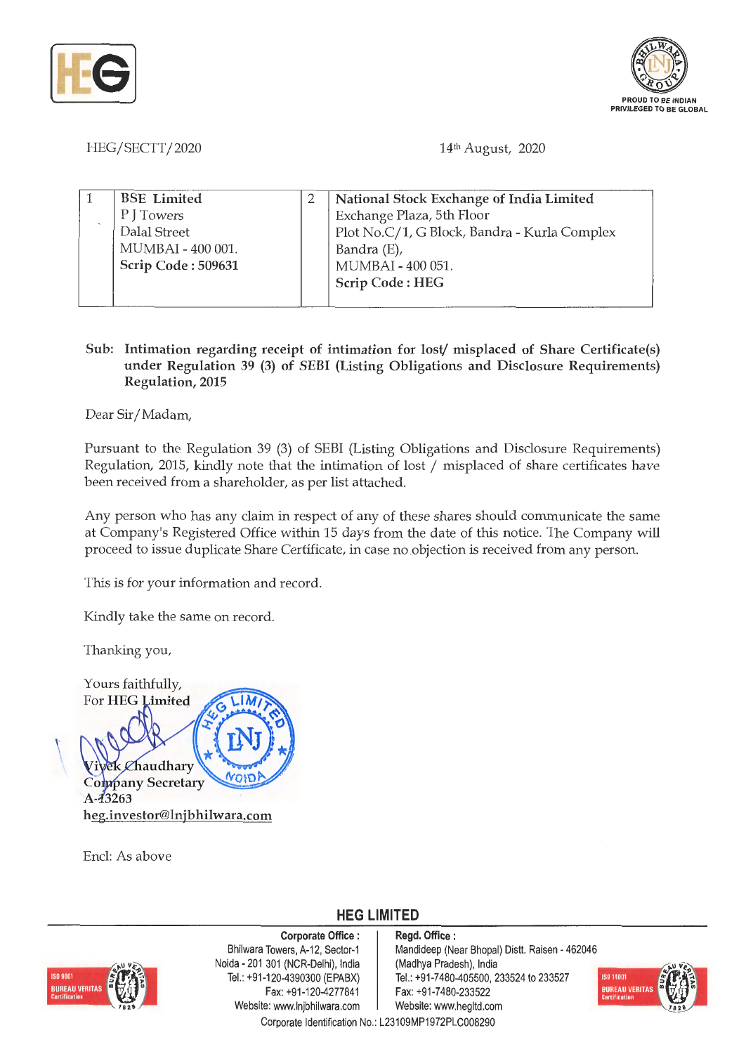HEG/SECTT/2020

14th August, 2020

| 1 | **BSE Limited**<br>P J Towers<br>Dalal Street<br>MUMBAI - 400 001.<br>**Scrip Code : 509631** | 2 | **National Stock Exchange of India Limited**<br>Exchange Plaza, 5th Floor<br>Plot No.C/1, G Block, Bandra - Kurla Complex<br>Bandra (E),<br>MUMBAI - 400 051.<br>**Scrip Code : HEG** |
|---|---|---|---|

**Sub: Intimation regarding receipt of intimation for lost/ misplaced of Share Certificate(s) under Regulation 39 (3) of SEBI (Listing Obligations and Disclosure Requirements) Regulation, 2015**

Dear Sir/Madam,

Pursuant to the Regulation 39 (3) of SEBI (Listing Obligations and Disclosure Requirements) Regulation, 2015, kindly note that the intimation of lost / misplaced of share certificates have been received from a shareholder, as per list attached.

Any person who has any claim in respect of any of these shares should communicate the same at Company's Registered Office within 15 days from the date of this notice. The Company will proceed to issue duplicate Share Certificate, in case no objection is received from any person.

This is for your information and record.

Kindly take the same on record.

Thanking you,

Yours faithfully,
For **HEG Limited**

Vivek Chaudhary
Company Secretary
A-13263
heg.investor@lnjbhilwara.com

Encl: As above

**HEG LIMITED**

**Corporate Office :**
Bhilwara Towers, A-12, Sector-1
Noida - 201 301 (NCR-Delhi), India
Tel.: +91-120-4390300 (EPABX)
Fax: +91-120-4277841
Website: www.lnjbhilwara.com

**Regd. Office :**
Mandideep (Near Bhopal) Distt. Raisen - 462046
(Madhya Pradesh), India
Tel.: +91-7480-405500, 233524 to 233527
Fax: +91-7480-233522
Website: www.hegltd.com

Corporate Identification No.: L23109MP1972PLC008290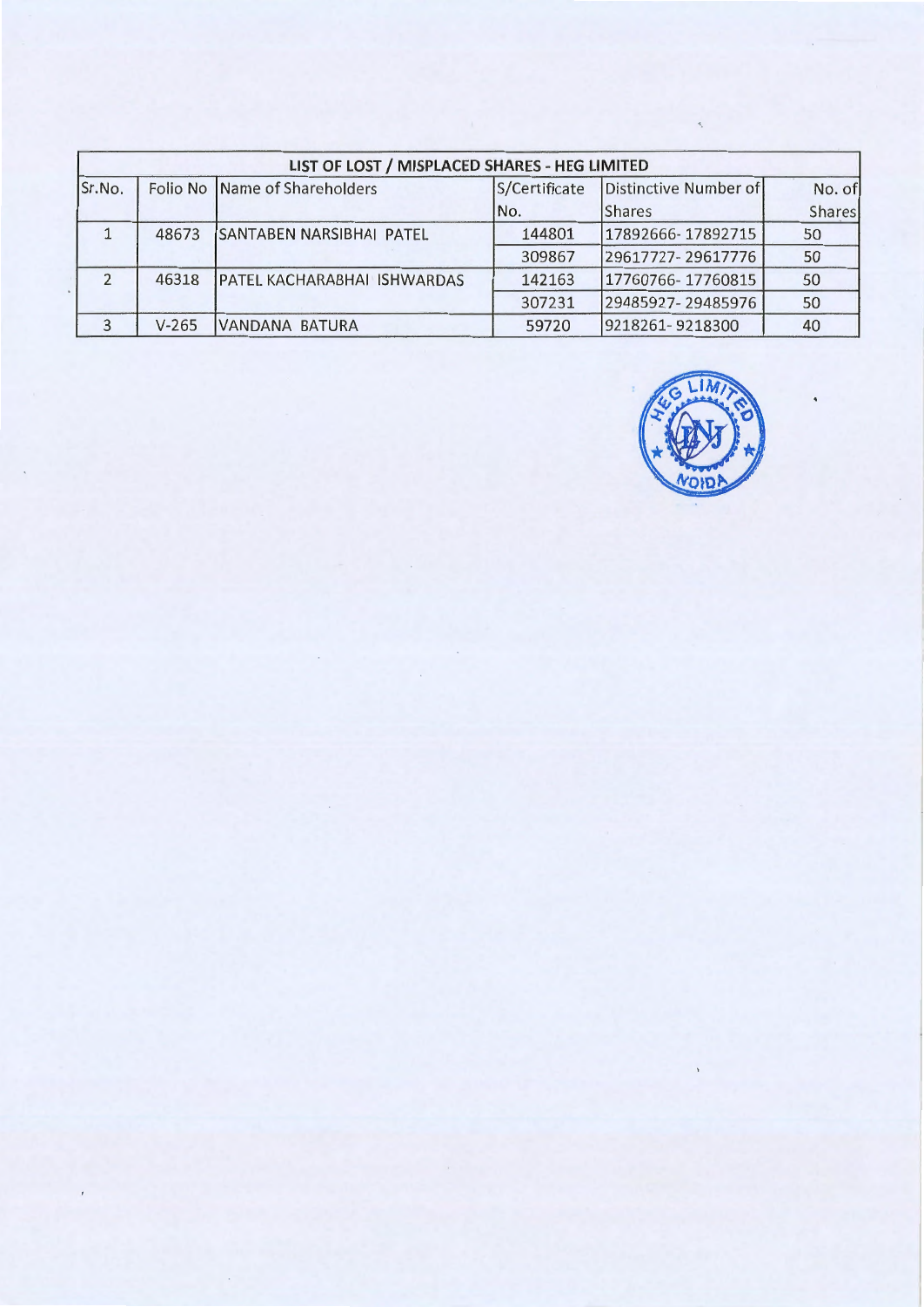| LIST OF LOST / MISPLACED SHARES - HEG LIMITED | | | | | |
|---|---|---|---|---|---|
| Sr.No. | Folio No | Name of Shareholders | S/Certificate No. | Distinctive Number of Shares | No. of Shares |
| 1 | 48673 | SANTABEN NARSIBHAI PATEL | 144801 | 17892666- 17892715 | 50 |
| | | | 309867 | 29617727- 29617776 | 50 |
| 2 | 46318 | PATEL KACHARABHAI ISHWARDAS | 142163 | 17760766- 17760815 | 50 |
| | | | 307231 | 29485927- 29485976 | 50 |
| 3 | V-265 | VANDANA BATURA | 59720 | 9218261- 9218300 | 40 |